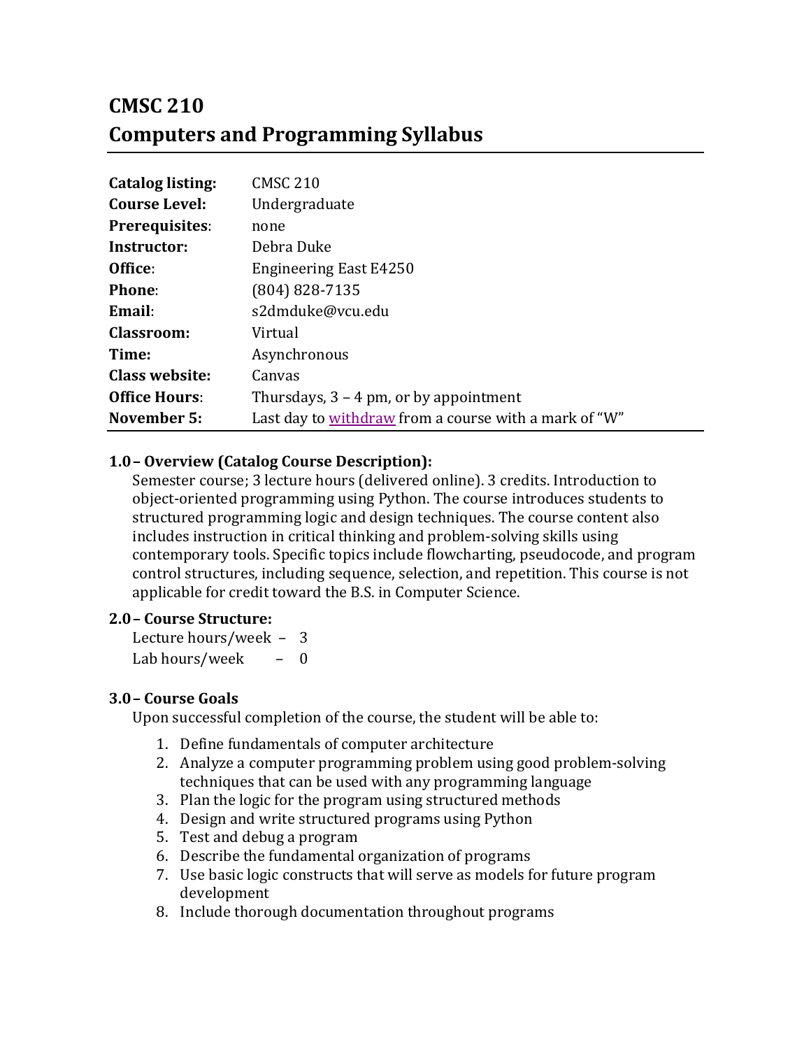# CMSC 210
# Computers and Programming Syllabus

| | |
|---|---|
| **Catalog listing:** | CMSC 210 |
| **Course Level:** | Undergraduate |
| **Prerequisites**: | none |
| **Instructor:** | Debra Duke |
| **Office**: | Engineering East E4250 |
| **Phone**: | (804) 828-7135 |
| **Email**: | s2dmduke@vcu.edu |
| **Classroom:** | Virtual |
| **Time:** | Asynchronous |
| **Class website:** | Canvas |
| **Office Hours**: | Thursdays, 3 – 4 pm, or by appointment |
| **November 5:** | Last day to withdraw from a course with a mark of "W" |

## 1.0 – Overview (Catalog Course Description):

Semester course; 3 lecture hours (delivered online). 3 credits. Introduction to object-oriented programming using Python. The course introduces students to structured programming logic and design techniques. The course content also includes instruction in critical thinking and problem-solving skills using contemporary tools. Specific topics include flowcharting, pseudocode, and program control structures, including sequence, selection, and repetition. This course is not applicable for credit toward the B.S. in Computer Science.

## 2.0 – Course Structure:

Lecture hours/week – 3
Lab hours/week – 0

## 3.0 – Course Goals

Upon successful completion of the course, the student will be able to:

1. Define fundamentals of computer architecture
2. Analyze a computer programming problem using good problem-solving techniques that can be used with any programming language
3. Plan the logic for the program using structured methods
4. Design and write structured programs using Python
5. Test and debug a program
6. Describe the fundamental organization of programs
7. Use basic logic constructs that will serve as models for future program development
8. Include thorough documentation throughout programs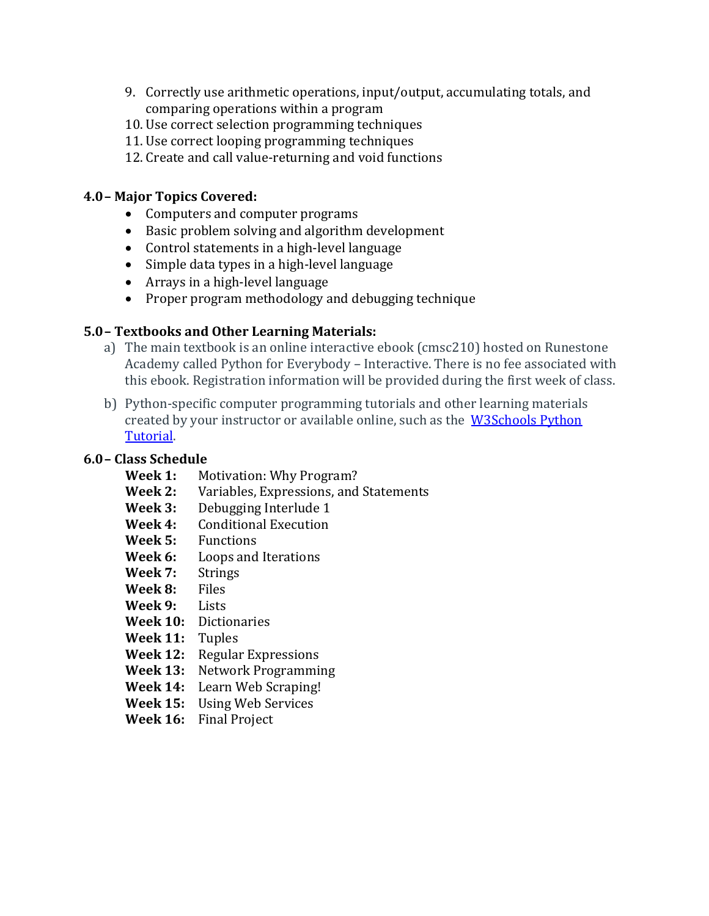9. Correctly use arithmetic operations, input/output, accumulating totals, and comparing operations within a program
10. Use correct selection programming techniques
11. Use correct looping programming techniques
12. Create and call value-returning and void functions

## 4.0– Major Topics Covered:

- Computers and computer programs
- Basic problem solving and algorithm development
- Control statements in a high-level language
- Simple data types in a high-level language
- Arrays in a high-level language
- Proper program methodology and debugging technique

## 5.0– Textbooks and Other Learning Materials:

a) The main textbook is an online interactive ebook (cmsc210) hosted on Runestone Academy called Python for Everybody – Interactive. There is no fee associated with this ebook. Registration information will be provided during the first week of class.

b) Python-specific computer programming tutorials and other learning materials created by your instructor or available online, such as the W3Schools Python Tutorial.

## 6.0– Class Schedule

**Week 1:** Motivation: Why Program?
**Week 2:** Variables, Expressions, and Statements
**Week 3:** Debugging Interlude 1
**Week 4:** Conditional Execution
**Week 5:** Functions
**Week 6:** Loops and Iterations
**Week 7:** Strings
**Week 8:** Files
**Week 9:** Lists
**Week 10:** Dictionaries
**Week 11:** Tuples
**Week 12:** Regular Expressions
**Week 13:** Network Programming
**Week 14:** Learn Web Scraping!
**Week 15:** Using Web Services
**Week 16:** Final Project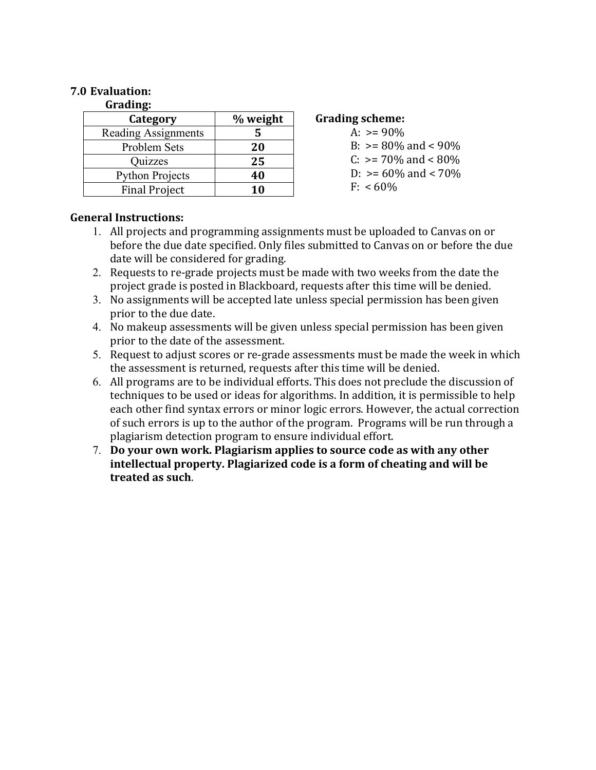## 7.0 Evaluation:

### Grading:

| Category | % weight |
|---|---|
| Reading Assignments | **5** |
| Problem Sets | **20** |
| Quizzes | **25** |
| Python Projects | **40** |
| Final Project | **10** |

**Grading scheme:**

A: >= 90%
B: >= 80% and < 90%
C: >= 70% and < 80%
D: >= 60% and < 70%
F: < 60%

**General Instructions:**

1. All projects and programming assignments must be uploaded to Canvas on or before the due date specified. Only files submitted to Canvas on or before the due date will be considered for grading.
2. Requests to re-grade projects must be made with two weeks from the date the project grade is posted in Blackboard, requests after this time will be denied.
3. No assignments will be accepted late unless special permission has been given prior to the due date.
4. No makeup assessments will be given unless special permission has been given prior to the date of the assessment.
5. Request to adjust scores or re-grade assessments must be made the week in which the assessment is returned, requests after this time will be denied.
6. All programs are to be individual efforts. This does not preclude the discussion of techniques to be used or ideas for algorithms. In addition, it is permissible to help each other find syntax errors or minor logic errors. However, the actual correction of such errors is up to the author of the program. Programs will be run through a plagiarism detection program to ensure individual effort.
7. **Do your own work. Plagiarism applies to source code as with any other intellectual property. Plagiarized code is a form of cheating and will be treated as such**.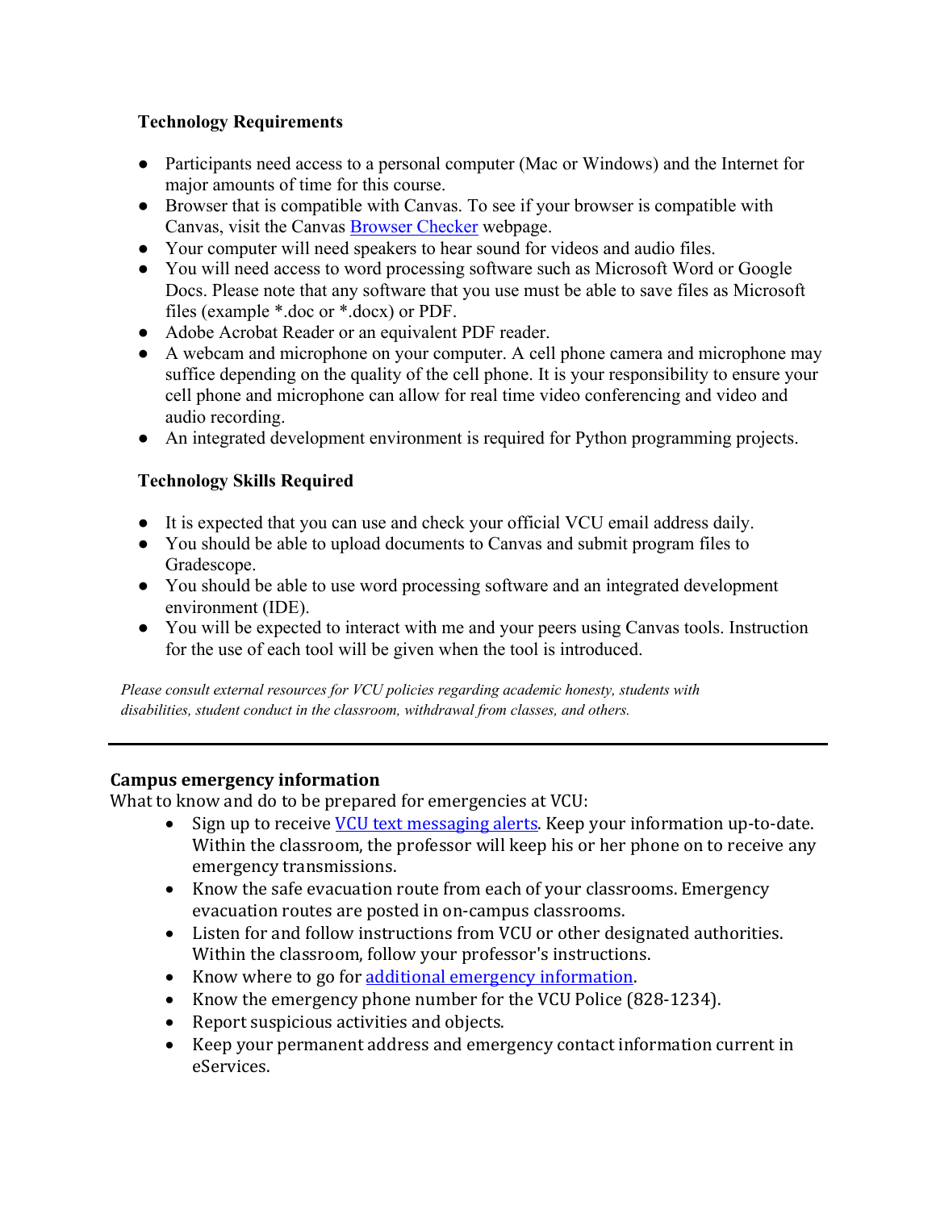### Technology Requirements

- Participants need access to a personal computer (Mac or Windows) and the Internet for major amounts of time for this course.
- Browser that is compatible with Canvas. To see if your browser is compatible with Canvas, visit the Canvas Browser Checker webpage.
- Your computer will need speakers to hear sound for videos and audio files.
- You will need access to word processing software such as Microsoft Word or Google Docs. Please note that any software that you use must be able to save files as Microsoft files (example *.doc or *.docx) or PDF.
- Adobe Acrobat Reader or an equivalent PDF reader.
- A webcam and microphone on your computer. A cell phone camera and microphone may suffice depending on the quality of the cell phone. It is your responsibility to ensure your cell phone and microphone can allow for real time video conferencing and video and audio recording.
- An integrated development environment is required for Python programming projects.

### Technology Skills Required

- It is expected that you can use and check your official VCU email address daily.
- You should be able to upload documents to Canvas and submit program files to Gradescope.
- You should be able to use word processing software and an integrated development environment (IDE).
- You will be expected to interact with me and your peers using Canvas tools. Instruction for the use of each tool will be given when the tool is introduced.

*Please consult external resources for VCU policies regarding academic honesty, students with disabilities, student conduct in the classroom, withdrawal from classes, and others.*

---

### Campus emergency information

What to know and do to be prepared for emergencies at VCU:

- Sign up to receive VCU text messaging alerts. Keep your information up-to-date. Within the classroom, the professor will keep his or her phone on to receive any emergency transmissions.
- Know the safe evacuation route from each of your classrooms. Emergency evacuation routes are posted in on-campus classrooms.
- Listen for and follow instructions from VCU or other designated authorities. Within the classroom, follow your professor's instructions.
- Know where to go for additional emergency information.
- Know the emergency phone number for the VCU Police (828-1234).
- Report suspicious activities and objects.
- Keep your permanent address and emergency contact information current in eServices.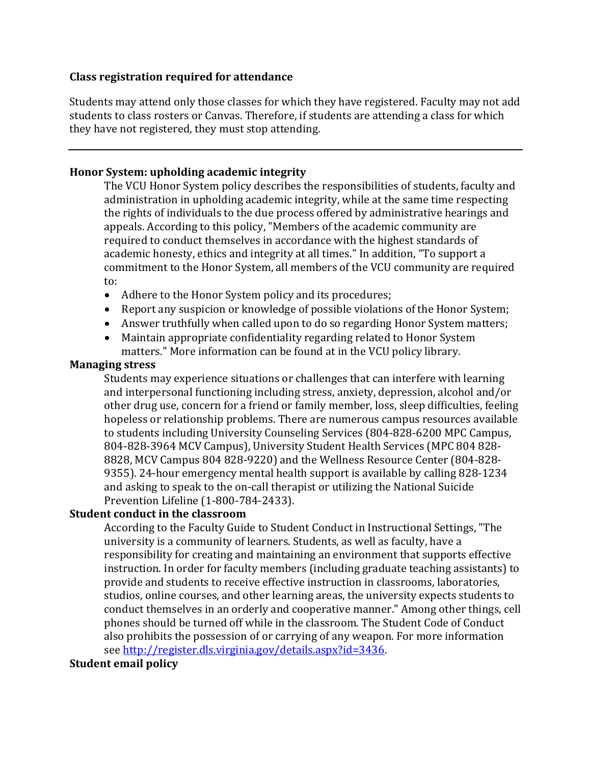**Class registration required for attendance**

Students may attend only those classes for which they have registered. Faculty may not add students to class rosters or Canvas. Therefore, if students are attending a class for which they have not registered, they must stop attending.

---

**Honor System: upholding academic integrity**

The VCU Honor System policy describes the responsibilities of students, faculty and administration in upholding academic integrity, while at the same time respecting the rights of individuals to the due process offered by administrative hearings and appeals. According to this policy, "Members of the academic community are required to conduct themselves in accordance with the highest standards of academic honesty, ethics and integrity at all times." In addition, "To support a commitment to the Honor System, all members of the VCU community are required to:

- Adhere to the Honor System policy and its procedures;
- Report any suspicion or knowledge of possible violations of the Honor System;
- Answer truthfully when called upon to do so regarding Honor System matters;
- Maintain appropriate confidentiality regarding related to Honor System matters." More information can be found at in the VCU policy library.

**Managing stress**

Students may experience situations or challenges that can interfere with learning and interpersonal functioning including stress, anxiety, depression, alcohol and/or other drug use, concern for a friend or family member, loss, sleep difficulties, feeling hopeless or relationship problems. There are numerous campus resources available to students including University Counseling Services (804-828-6200 MPC Campus, 804-828-3964 MCV Campus), University Student Health Services (MPC 804 828-8828, MCV Campus 804 828-9220) and the Wellness Resource Center (804-828-9355). 24-hour emergency mental health support is available by calling 828-1234 and asking to speak to the on-call therapist or utilizing the National Suicide Prevention Lifeline (1-800-784-2433).

**Student conduct in the classroom**

According to the Faculty Guide to Student Conduct in Instructional Settings, "The university is a community of learners. Students, as well as faculty, have a responsibility for creating and maintaining an environment that supports effective instruction. In order for faculty members (including graduate teaching assistants) to provide and students to receive effective instruction in classrooms, laboratories, studios, online courses, and other learning areas, the university expects students to conduct themselves in an orderly and cooperative manner." Among other things, cell phones should be turned off while in the classroom. The Student Code of Conduct also prohibits the possession of or carrying of any weapon. For more information see http://register.dls.virginia.gov/details.aspx?id=3436.

**Student email policy**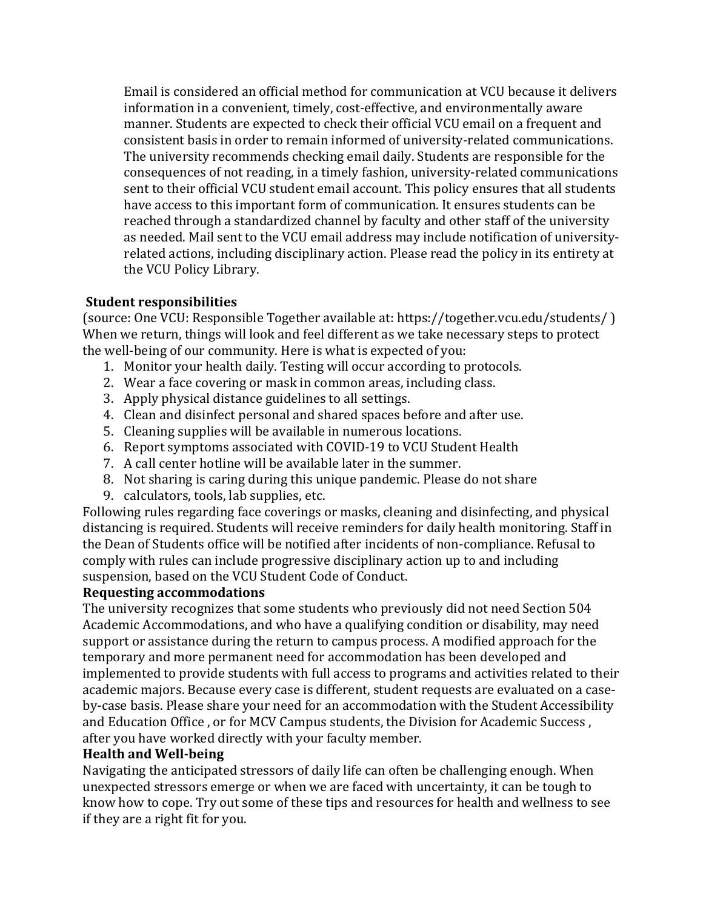Email is considered an official method for communication at VCU because it delivers information in a convenient, timely, cost-effective, and environmentally aware manner. Students are expected to check their official VCU email on a frequent and consistent basis in order to remain informed of university-related communications. The university recommends checking email daily. Students are responsible for the consequences of not reading, in a timely fashion, university-related communications sent to their official VCU student email account. This policy ensures that all students have access to this important form of communication. It ensures students can be reached through a standardized channel by faculty and other staff of the university as needed. Mail sent to the VCU email address may include notification of university-related actions, including disciplinary action. Please read the policy in its entirety at the VCU Policy Library.

**Student responsibilities**

(source: One VCU: Responsible Together available at: https://together.vcu.edu/students/ ) When we return, things will look and feel different as we take necessary steps to protect the well-being of our community. Here is what is expected of you:

1. Monitor your health daily. Testing will occur according to protocols.
2. Wear a face covering or mask in common areas, including class.
3. Apply physical distance guidelines to all settings.
4. Clean and disinfect personal and shared spaces before and after use.
5. Cleaning supplies will be available in numerous locations.
6. Report symptoms associated with COVID-19 to VCU Student Health
7. A call center hotline will be available later in the summer.
8. Not sharing is caring during this unique pandemic. Please do not share
9. calculators, tools, lab supplies, etc.

Following rules regarding face coverings or masks, cleaning and disinfecting, and physical distancing is required. Students will receive reminders for daily health monitoring. Staff in the Dean of Students office will be notified after incidents of non-compliance. Refusal to comply with rules can include progressive disciplinary action up to and including suspension, based on the VCU Student Code of Conduct.

**Requesting accommodations**

The university recognizes that some students who previously did not need Section 504 Academic Accommodations, and who have a qualifying condition or disability, may need support or assistance during the return to campus process. A modified approach for the temporary and more permanent need for accommodation has been developed and implemented to provide students with full access to programs and activities related to their academic majors. Because every case is different, student requests are evaluated on a case-by-case basis. Please share your need for an accommodation with the Student Accessibility and Education Office , or for MCV Campus students, the Division for Academic Success , after you have worked directly with your faculty member.

**Health and Well-being**

Navigating the anticipated stressors of daily life can often be challenging enough. When unexpected stressors emerge or when we are faced with uncertainty, it can be tough to know how to cope. Try out some of these tips and resources for health and wellness to see if they are a right fit for you.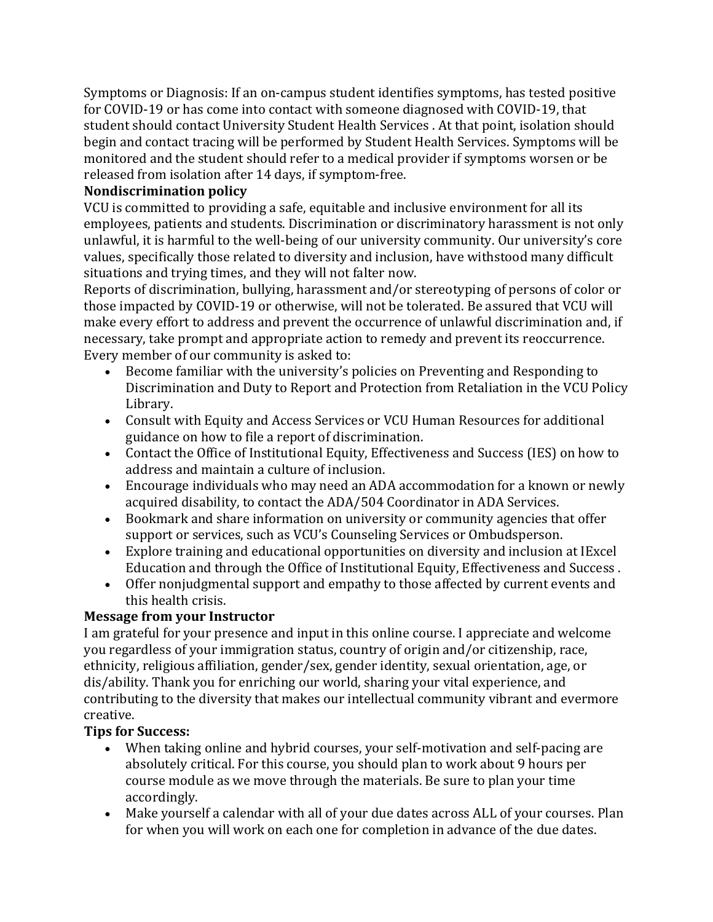Symptoms or Diagnosis: If an on-campus student identifies symptoms, has tested positive for COVID-19 or has come into contact with someone diagnosed with COVID-19, that student should contact University Student Health Services . At that point, isolation should begin and contact tracing will be performed by Student Health Services. Symptoms will be monitored and the student should refer to a medical provider if symptoms worsen or be released from isolation after 14 days, if symptom-free.

**Nondiscrimination policy**

VCU is committed to providing a safe, equitable and inclusive environment for all its employees, patients and students. Discrimination or discriminatory harassment is not only unlawful, it is harmful to the well-being of our university community. Our university's core values, specifically those related to diversity and inclusion, have withstood many difficult situations and trying times, and they will not falter now.

Reports of discrimination, bullying, harassment and/or stereotyping of persons of color or those impacted by COVID-19 or otherwise, will not be tolerated. Be assured that VCU will make every effort to address and prevent the occurrence of unlawful discrimination and, if necessary, take prompt and appropriate action to remedy and prevent its reoccurrence.

Every member of our community is asked to:

- Become familiar with the university's policies on Preventing and Responding to Discrimination and Duty to Report and Protection from Retaliation in the VCU Policy Library.
- Consult with Equity and Access Services or VCU Human Resources for additional guidance on how to file a report of discrimination.
- Contact the Office of Institutional Equity, Effectiveness and Success (IES) on how to address and maintain a culture of inclusion.
- Encourage individuals who may need an ADA accommodation for a known or newly acquired disability, to contact the ADA/504 Coordinator in ADA Services.
- Bookmark and share information on university or community agencies that offer support or services, such as VCU's Counseling Services or Ombudsperson.
- Explore training and educational opportunities on diversity and inclusion at IExcel Education and through the Office of Institutional Equity, Effectiveness and Success .
- Offer nonjudgmental support and empathy to those affected by current events and this health crisis.

**Message from your Instructor**

I am grateful for your presence and input in this online course. I appreciate and welcome you regardless of your immigration status, country of origin and/or citizenship, race, ethnicity, religious affiliation, gender/sex, gender identity, sexual orientation, age, or dis/ability. Thank you for enriching our world, sharing your vital experience, and contributing to the diversity that makes our intellectual community vibrant and evermore creative.

**Tips for Success:**

- When taking online and hybrid courses, your self-motivation and self-pacing are absolutely critical. For this course, you should plan to work about 9 hours per course module as we move through the materials. Be sure to plan your time accordingly.
- Make yourself a calendar with all of your due dates across ALL of your courses. Plan for when you will work on each one for completion in advance of the due dates.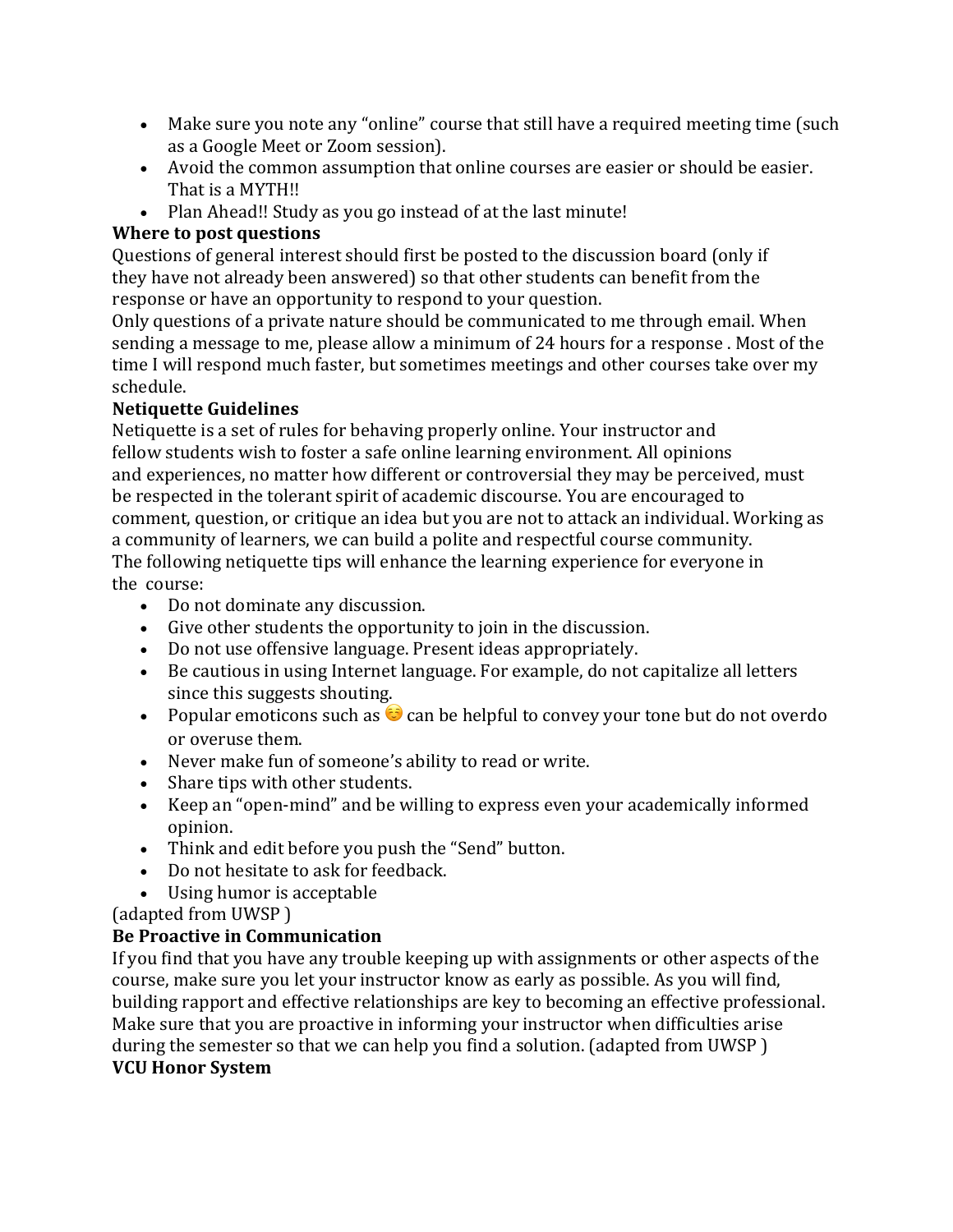- Make sure you note any "online" course that still have a required meeting time (such as a Google Meet or Zoom session).
- Avoid the common assumption that online courses are easier or should be easier. That is a MYTH!!
- Plan Ahead!! Study as you go instead of at the last minute!

**Where to post questions**

Questions of general interest should first be posted to the discussion board (only if they have not already been answered) so that other students can benefit from the response or have an opportunity to respond to your question.

Only questions of a private nature should be communicated to me through email. When sending a message to me, please allow a minimum of 24 hours for a response . Most of the time I will respond much faster, but sometimes meetings and other courses take over my schedule.

**Netiquette Guidelines**

Netiquette is a set of rules for behaving properly online. Your instructor and fellow students wish to foster a safe online learning environment. All opinions and experiences, no matter how different or controversial they may be perceived, must be respected in the tolerant spirit of academic discourse. You are encouraged to comment, question, or critique an idea but you are not to attack an individual. Working as a community of learners, we can build a polite and respectful course community. The following netiquette tips will enhance the learning experience for everyone in the course:

- Do not dominate any discussion.
- Give other students the opportunity to join in the discussion.
- Do not use offensive language. Present ideas appropriately.
- Be cautious in using Internet language. For example, do not capitalize all letters since this suggests shouting.
- Popular emoticons such as ☺️ can be helpful to convey your tone but do not overdo or overuse them.
- Never make fun of someone's ability to read or write.
- Share tips with other students.
- Keep an "open-mind" and be willing to express even your academically informed opinion.
- Think and edit before you push the "Send" button.
- Do not hesitate to ask for feedback.
- Using humor is acceptable

(adapted from UWSP )

**Be Proactive in Communication**

If you find that you have any trouble keeping up with assignments or other aspects of the course, make sure you let your instructor know as early as possible. As you will find, building rapport and effective relationships are key to becoming an effective professional. Make sure that you are proactive in informing your instructor when difficulties arise during the semester so that we can help you find a solution. (adapted from UWSP )

**VCU Honor System**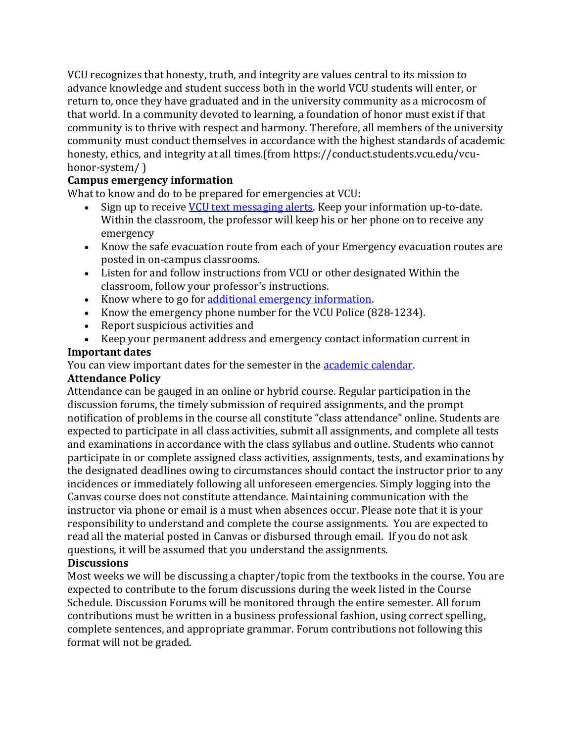VCU recognizes that honesty, truth, and integrity are values central to its mission to advance knowledge and student success both in the world VCU students will enter, or return to, once they have graduated and in the university community as a microcosm of that world. In a community devoted to learning, a foundation of honor must exist if that community is to thrive with respect and harmony. Therefore, all members of the university community must conduct themselves in accordance with the highest standards of academic honesty, ethics, and integrity at all times.(from https://conduct.students.vcu.edu/vcu-honor-system/ )

**Campus emergency information**

What to know and do to be prepared for emergencies at VCU:

- Sign up to receive [VCU text messaging alerts](). Keep your information up-to-date. Within the classroom, the professor will keep his or her phone on to receive any emergency
- Know the safe evacuation route from each of your Emergency evacuation routes are posted in on-campus classrooms.
- Listen for and follow instructions from VCU or other designated Within the classroom, follow your professor's instructions.
- Know where to go for [additional emergency information]().
- Know the emergency phone number for the VCU Police (828-1234).
- Report suspicious activities and
- Keep your permanent address and emergency contact information current in

**Important dates**

You can view important dates for the semester in the [academic calendar]().

**Attendance Policy**

Attendance can be gauged in an online or hybrid course. Regular participation in the discussion forums, the timely submission of required assignments, and the prompt notification of problems in the course all constitute "class attendance" online. Students are expected to participate in all class activities, submit all assignments, and complete all tests and examinations in accordance with the class syllabus and outline. Students who cannot participate in or complete assigned class activities, assignments, tests, and examinations by the designated deadlines owing to circumstances should contact the instructor prior to any incidences or immediately following all unforeseen emergencies. Simply logging into the Canvas course does not constitute attendance. Maintaining communication with the instructor via phone or email is a must when absences occur. Please note that it is your responsibility to understand and complete the course assignments. You are expected to read all the material posted in Canvas or disbursed through email. If you do not ask questions, it will be assumed that you understand the assignments.

**Discussions**

Most weeks we will be discussing a chapter/topic from the textbooks in the course. You are expected to contribute to the forum discussions during the week listed in the Course Schedule. Discussion Forums will be monitored through the entire semester. All forum contributions must be written in a business professional fashion, using correct spelling, complete sentences, and appropriate grammar. Forum contributions not following this format will not be graded.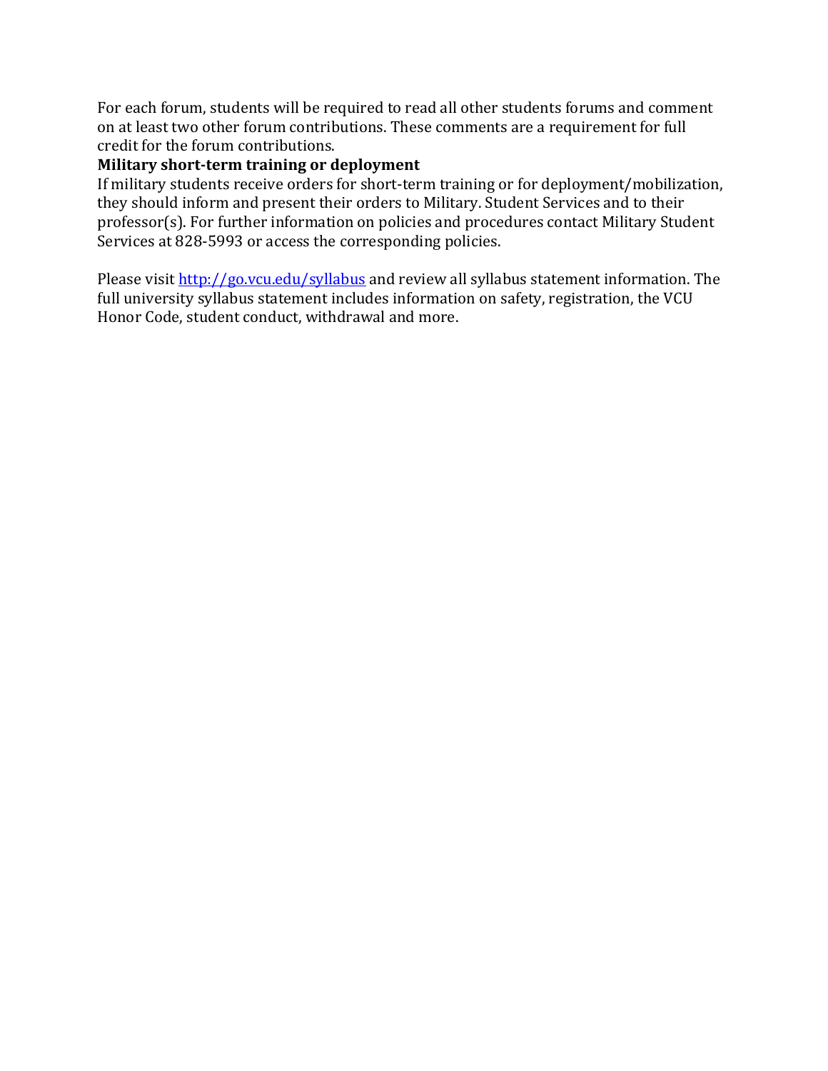For each forum, students will be required to read all other students forums and comment on at least two other forum contributions. These comments are a requirement for full credit for the forum contributions.

**Military short-term training or deployment**

If military students receive orders for short-term training or for deployment/mobilization, they should inform and present their orders to Military. Student Services and to their professor(s). For further information on policies and procedures contact Military Student Services at 828-5993 or access the corresponding policies.

Please visit [http://go.vcu.edu/syllabus](http://go.vcu.edu/syllabus) and review all syllabus statement information. The full university syllabus statement includes information on safety, registration, the VCU Honor Code, student conduct, withdrawal and more.